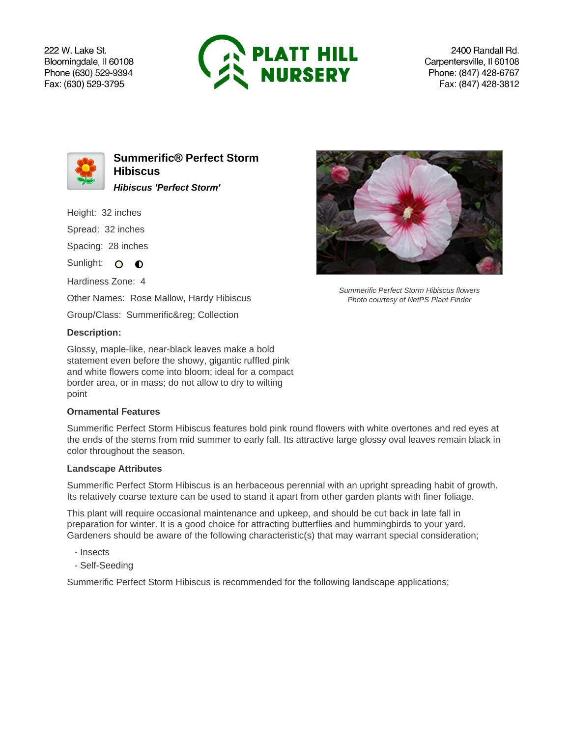222 W. Lake St.
Bloomingdale, Il 60108
Phone (630) 529-9394
Fax: (630) 529-3795

**PLATT HILL NURSERY**

2400 Randall Rd.
Carpentersville, Il 60108
Phone: (847) 428-6767
Fax: (847) 428-3812

## Summerific® Perfect Storm Hibiscus

***Hibiscus 'Perfect Storm'***

Height: 32 inches

Spread: 32 inches

Spacing: 28 inches

Sunlight:

Hardiness Zone: 4

Other Names: Rose Mallow, Hardy Hibiscus

Group/Class: Summerific&reg; Collection

*Summerific Perfect Storm Hibiscus flowers*
*Photo courtesy of NetPS Plant Finder*

### Description:

Glossy, maple-like, near-black leaves make a bold statement even before the showy, gigantic ruffled pink and white flowers come into bloom; ideal for a compact border area, or in mass; do not allow to dry to wilting point

### Ornamental Features

Summerific Perfect Storm Hibiscus features bold pink round flowers with white overtones and red eyes at the ends of the stems from mid summer to early fall. Its attractive large glossy oval leaves remain black in color throughout the season.

### Landscape Attributes

Summerific Perfect Storm Hibiscus is an herbaceous perennial with an upright spreading habit of growth. Its relatively coarse texture can be used to stand it apart from other garden plants with finer foliage.

This plant will require occasional maintenance and upkeep, and should be cut back in late fall in preparation for winter. It is a good choice for attracting butterflies and hummingbirds to your yard. Gardeners should be aware of the following characteristic(s) that may warrant special consideration;

- Insects
- Self-Seeding

Summerific Perfect Storm Hibiscus is recommended for the following landscape applications;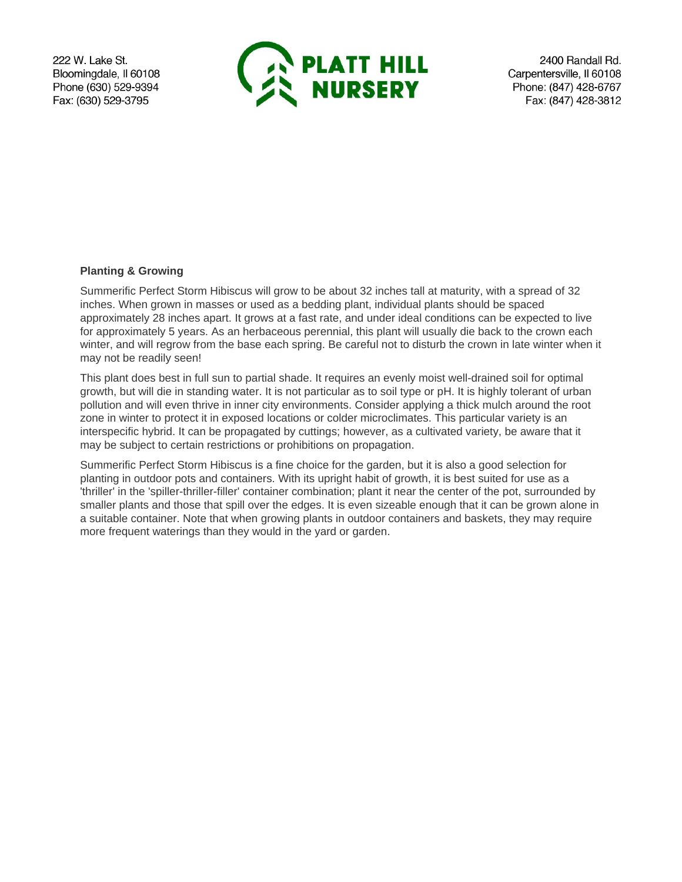**Planting & Growing**

Summerific Perfect Storm Hibiscus will grow to be about 32 inches tall at maturity, with a spread of 32 inches. When grown in masses or used as a bedding plant, individual plants should be spaced approximately 28 inches apart. It grows at a fast rate, and under ideal conditions can be expected to live for approximately 5 years. As an herbaceous perennial, this plant will usually die back to the crown each winter, and will regrow from the base each spring. Be careful not to disturb the crown in late winter when it may not be readily seen!

This plant does best in full sun to partial shade. It requires an evenly moist well-drained soil for optimal growth, but will die in standing water. It is not particular as to soil type or pH. It is highly tolerant of urban pollution and will even thrive in inner city environments. Consider applying a thick mulch around the root zone in winter to protect it in exposed locations or colder microclimates. This particular variety is an interspecific hybrid. It can be propagated by cuttings; however, as a cultivated variety, be aware that it may be subject to certain restrictions or prohibitions on propagation.

Summerific Perfect Storm Hibiscus is a fine choice for the garden, but it is also a good selection for planting in outdoor pots and containers. With its upright habit of growth, it is best suited for use as a 'thriller' in the 'spiller-thriller-filler' container combination; plant it near the center of the pot, surrounded by smaller plants and those that spill over the edges. It is even sizeable enough that it can be grown alone in a suitable container. Note that when growing plants in outdoor containers and baskets, they may require more frequent waterings than they would in the yard or garden.